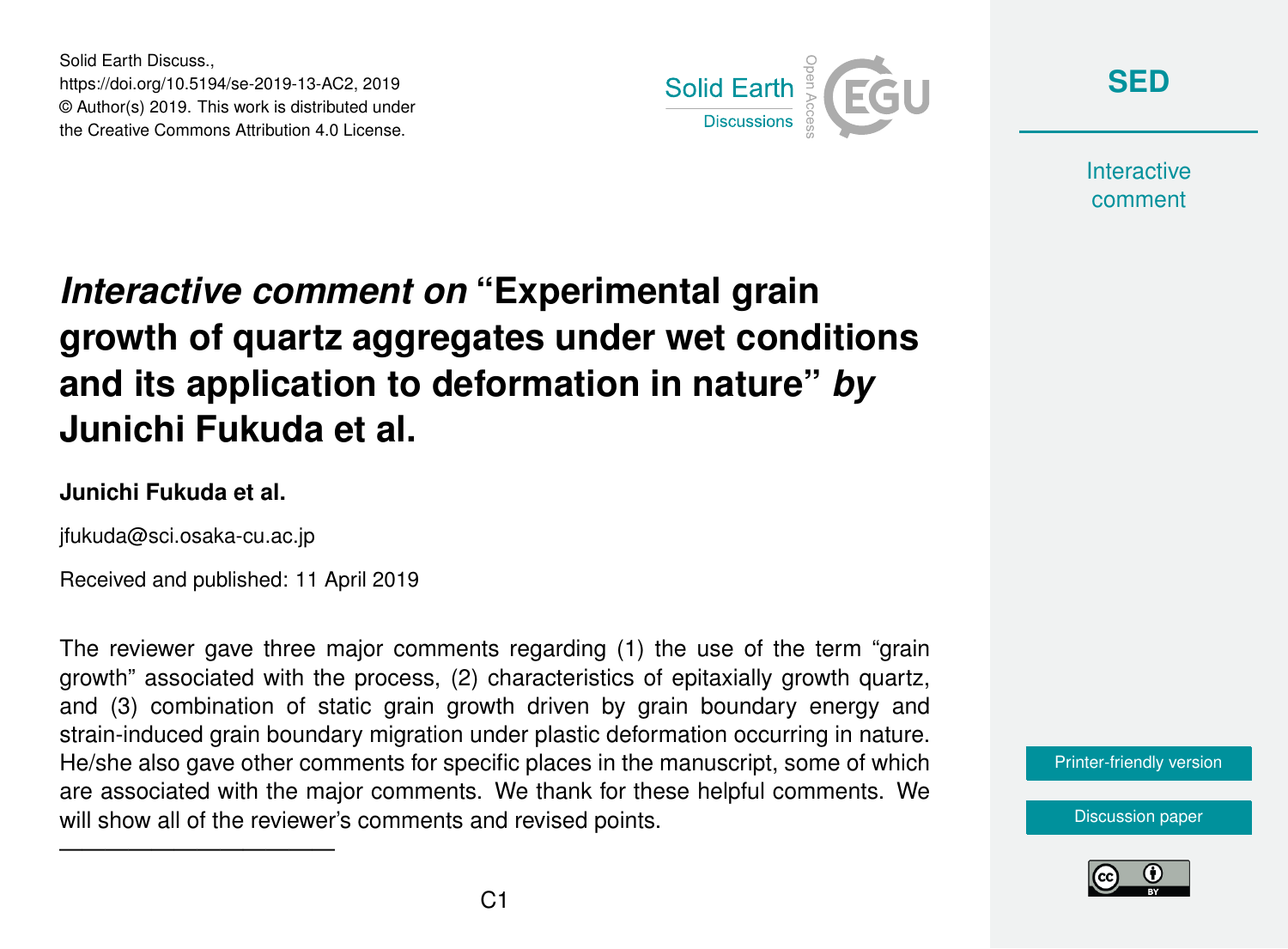Solid Earth Discuss.,
https://doi.org/10.5194/se-2019-13-AC2, 2019
© Author(s) 2019. This work is distributed under
the Creative Commons Attribution 4.0 License.

# *Interactive comment on* "Experimental grain growth of quartz aggregates under wet conditions and its application to deformation in nature" *by* Junichi Fukuda et al.

**Junichi Fukuda et al.**

jfukuda@sci.osaka-cu.ac.jp

Received and published: 11 April 2019

The reviewer gave three major comments regarding (1) the use of the term "grain growth" associated with the process, (2) characteristics of epitaxially growth quartz, and (3) combination of static grain growth driven by grain boundary energy and strain-induced grain boundary migration under plastic deformation occurring in nature. He/she also gave other comments for specific places in the manuscript, some of which are associated with the major comments. We thank for these helpful comments. We will show all of the reviewer's comments and revised points.

---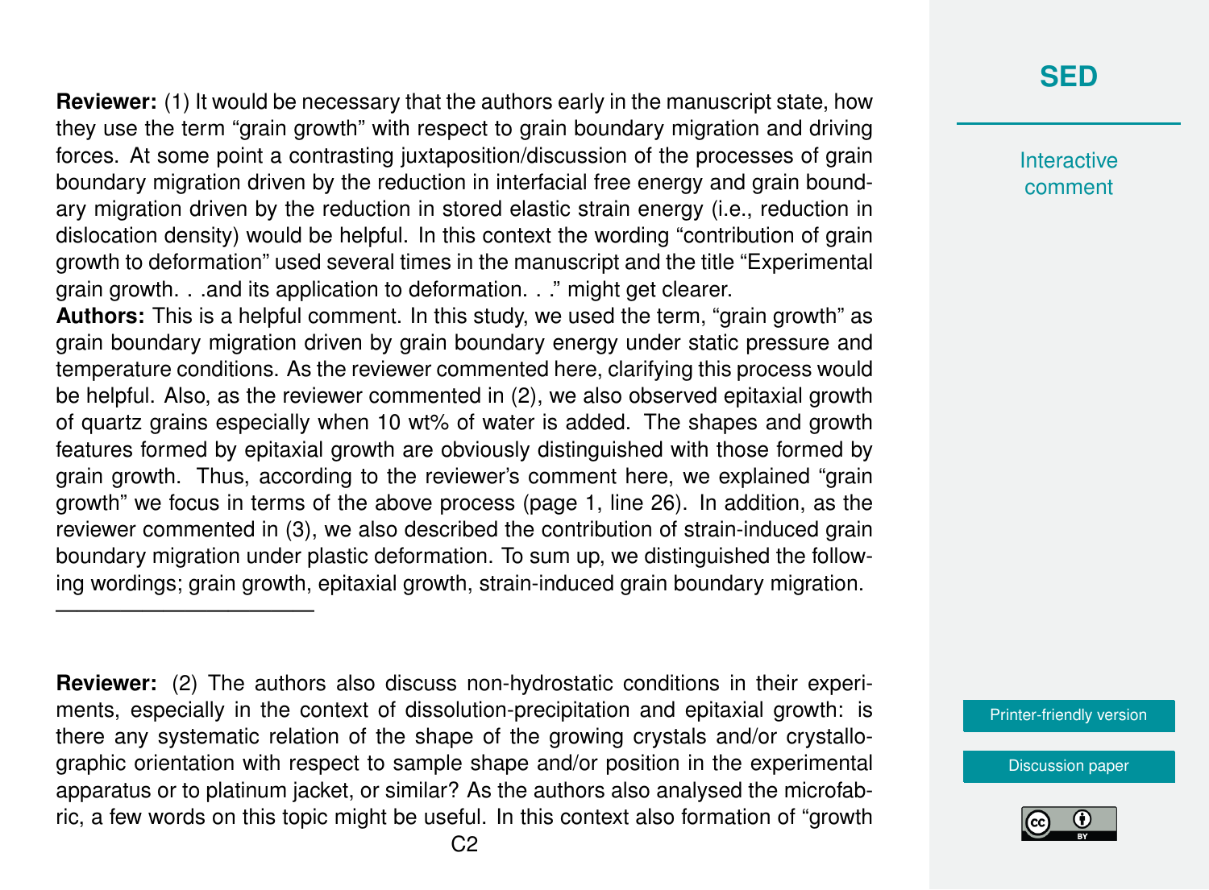**Reviewer:** (1) It would be necessary that the authors early in the manuscript state, how they use the term "grain growth" with respect to grain boundary migration and driving forces. At some point a contrasting juxtaposition/discussion of the processes of grain boundary migration driven by the reduction in interfacial free energy and grain boundary migration driven by the reduction in stored elastic strain energy (i.e., reduction in dislocation density) would be helpful. In this context the wording "contribution of grain growth to deformation" used several times in the manuscript and the title "Experimental grain growth. . .and its application to deformation. . ." might get clearer.

**Authors:** This is a helpful comment. In this study, we used the term, "grain growth" as grain boundary migration driven by grain boundary energy under static pressure and temperature conditions. As the reviewer commented here, clarifying this process would be helpful. Also, as the reviewer commented in (2), we also observed epitaxial growth of quartz grains especially when 10 wt% of water is added. The shapes and growth features formed by epitaxial growth are obviously distinguished with those formed by grain growth. Thus, according to the reviewer's comment here, we explained "grain growth" we focus in terms of the above process (page 1, line 26). In addition, as the reviewer commented in (3), we also described the contribution of strain-induced grain boundary migration under plastic deformation. To sum up, we distinguished the following wordings; grain growth, epitaxial growth, strain-induced grain boundary migration.

---

**Reviewer:** (2) The authors also discuss non-hydrostatic conditions in their experiments, especially in the context of dissolution-precipitation and epitaxial growth: is there any systematic relation of the shape of the growing crystals and/or crystallographic orientation with respect to sample shape and/or position in the experimental apparatus or to platinum jacket, or similar? As the authors also analysed the microfabric, a few words on this topic might be useful. In this context also formation of "growth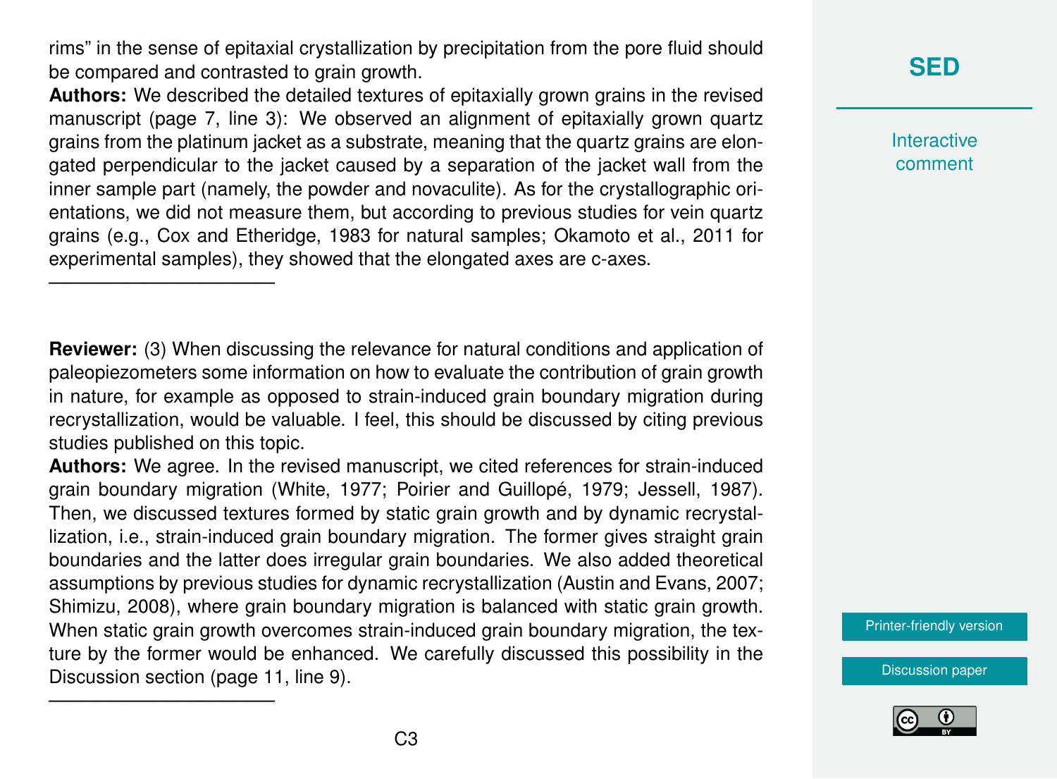rims" in the sense of epitaxial crystallization by precipitation from the pore fluid should be compared and contrasted to grain growth.

**Authors:** We described the detailed textures of epitaxially grown grains in the revised manuscript (page 7, line 3): We observed an alignment of epitaxially grown quartz grains from the platinum jacket as a substrate, meaning that the quartz grains are elongated perpendicular to the jacket caused by a separation of the jacket wall from the inner sample part (namely, the powder and novaculite). As for the crystallographic orientations, we did not measure them, but according to previous studies for vein quartz grains (e.g., Cox and Etheridge, 1983 for natural samples; Okamoto et al., 2011 for experimental samples), they showed that the elongated axes are c-axes.

---

**Reviewer:** (3) When discussing the relevance for natural conditions and application of paleopiezometers some information on how to evaluate the contribution of grain growth in nature, for example as opposed to strain-induced grain boundary migration during recrystallization, would be valuable. I feel, this should be discussed by citing previous studies published on this topic.

**Authors:** We agree. In the revised manuscript, we cited references for strain-induced grain boundary migration (White, 1977; Poirier and Guillopé, 1979; Jessell, 1987). Then, we discussed textures formed by static grain growth and by dynamic recrystallization, i.e., strain-induced grain boundary migration. The former gives straight grain boundaries and the latter does irregular grain boundaries. We also added theoretical assumptions by previous studies for dynamic recrystallization (Austin and Evans, 2007; Shimizu, 2008), where grain boundary migration is balanced with static grain growth. When static grain growth overcomes strain-induced grain boundary migration, the texture by the former would be enhanced. We carefully discussed this possibility in the Discussion section (page 11, line 9).

---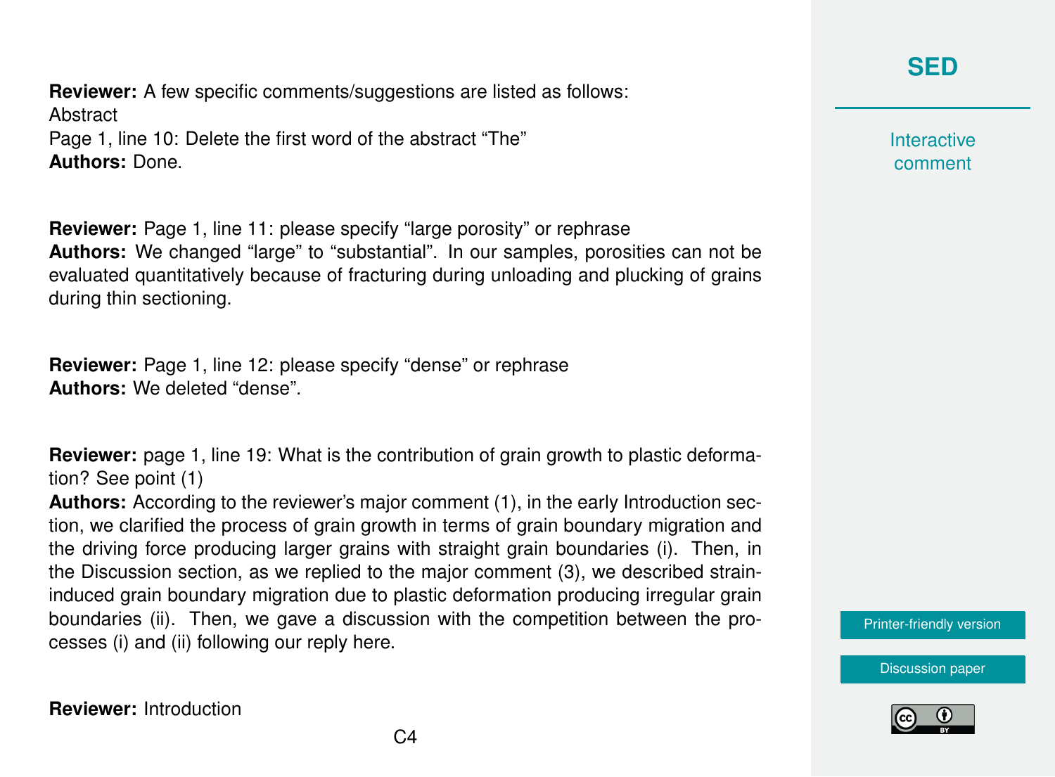**Reviewer:** A few specific comments/suggestions are listed as follows:
Abstract
Page 1, line 10: Delete the first word of the abstract “The”
**Authors:** Done.

**Reviewer:** Page 1, line 11: please specify “large porosity” or rephrase
**Authors:** We changed “large” to “substantial”. In our samples, porosities can not be evaluated quantitatively because of fracturing during unloading and plucking of grains during thin sectioning.

**Reviewer:** Page 1, line 12: please specify “dense” or rephrase
**Authors:** We deleted “dense”.

**Reviewer:** page 1, line 19: What is the contribution of grain growth to plastic deformation? See point (1)
**Authors:** According to the reviewer’s major comment (1), in the early Introduction section, we clarified the process of grain growth in terms of grain boundary migration and the driving force producing larger grains with straight grain boundaries (i). Then, in the Discussion section, as we replied to the major comment (3), we described strain-induced grain boundary migration due to plastic deformation producing irregular grain boundaries (ii). Then, we gave a discussion with the competition between the processes (i) and (ii) following our reply here.

**Reviewer:** Introduction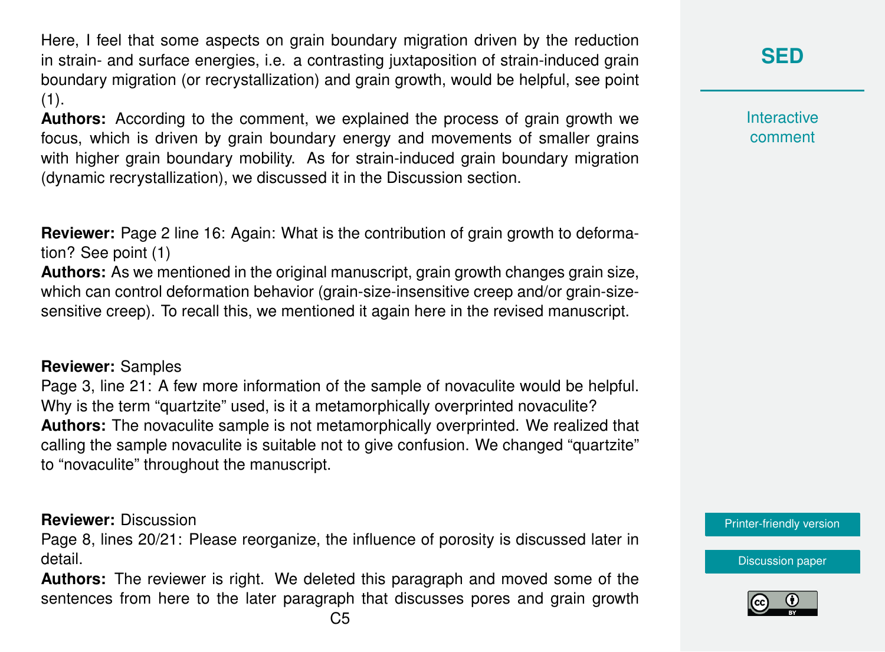Here, I feel that some aspects on grain boundary migration driven by the reduction in strain- and surface energies, i.e. a contrasting juxtaposition of strain-induced grain boundary migration (or recrystallization) and grain growth, would be helpful, see point (1).

**Authors:** According to the comment, we explained the process of grain growth we focus, which is driven by grain boundary energy and movements of smaller grains with higher grain boundary mobility. As for strain-induced grain boundary migration (dynamic recrystallization), we discussed it in the Discussion section.

**Reviewer:** Page 2 line 16: Again: What is the contribution of grain growth to deformation? See point (1)

**Authors:** As we mentioned in the original manuscript, grain growth changes grain size, which can control deformation behavior (grain-size-insensitive creep and/or grain-size-sensitive creep). To recall this, we mentioned it again here in the revised manuscript.

**Reviewer:** Samples

Page 3, line 21: A few more information of the sample of novaculite would be helpful. Why is the term "quartzite" used, is it a metamorphically overprinted novaculite?

**Authors:** The novaculite sample is not metamorphically overprinted. We realized that calling the sample novaculite is suitable not to give confusion. We changed "quartzite" to "novaculite" throughout the manuscript.

**Reviewer:** Discussion

Page 8, lines 20/21: Please reorganize, the influence of porosity is discussed later in detail.

**Authors:** The reviewer is right. We deleted this paragraph and moved some of the sentences from here to the later paragraph that discusses pores and grain growth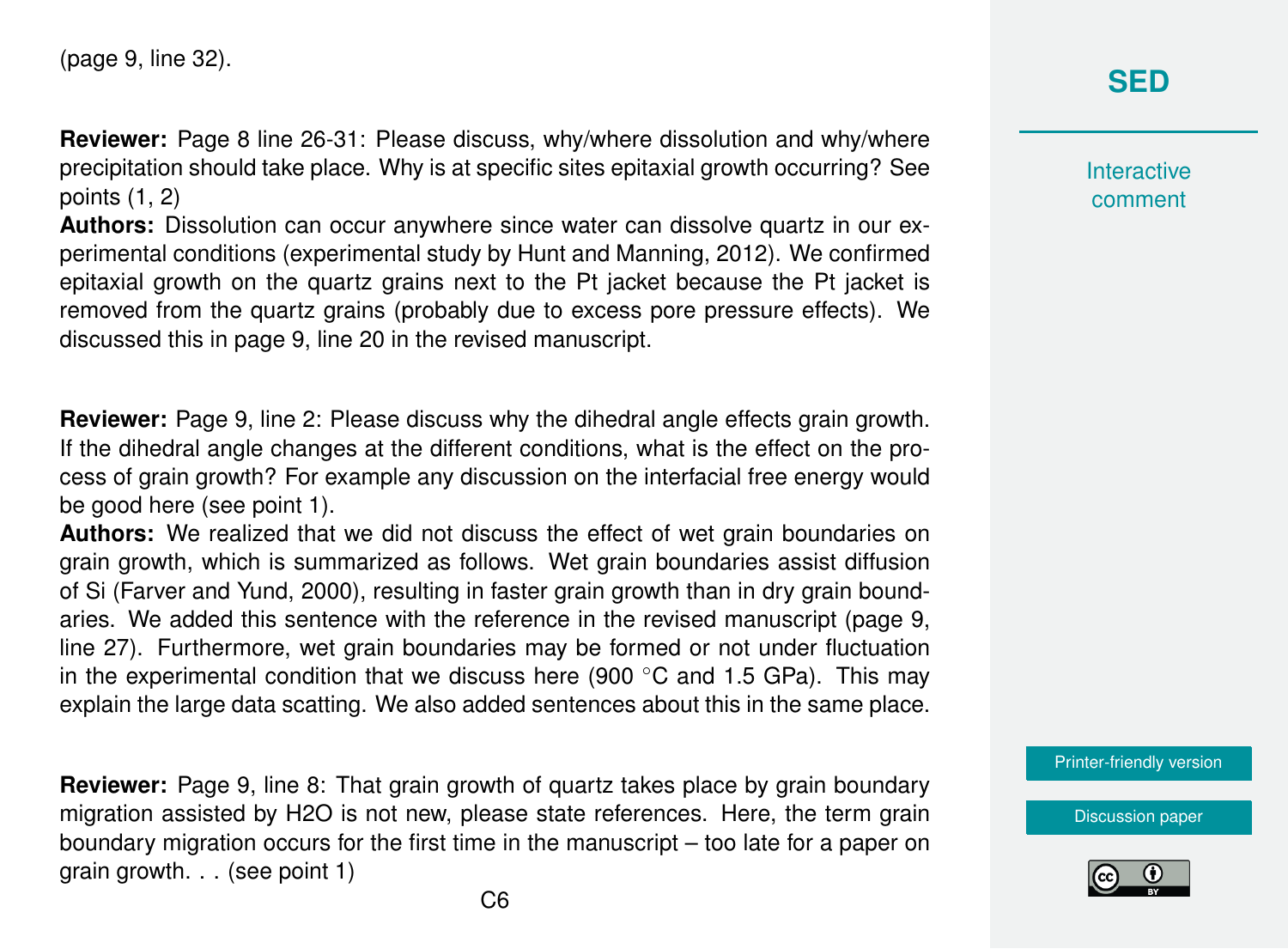(page 9, line 32).

**Reviewer:** Page 8 line 26-31: Please discuss, why/where dissolution and why/where precipitation should take place. Why is at specific sites epitaxial growth occurring? See points (1, 2)

**Authors:** Dissolution can occur anywhere since water can dissolve quartz in our experimental conditions (experimental study by Hunt and Manning, 2012). We confirmed epitaxial growth on the quartz grains next to the Pt jacket because the Pt jacket is removed from the quartz grains (probably due to excess pore pressure effects). We discussed this in page 9, line 20 in the revised manuscript.

**Reviewer:** Page 9, line 2: Please discuss why the dihedral angle effects grain growth. If the dihedral angle changes at the different conditions, what is the effect on the process of grain growth? For example any discussion on the interfacial free energy would be good here (see point 1).

**Authors:** We realized that we did not discuss the effect of wet grain boundaries on grain growth, which is summarized as follows. Wet grain boundaries assist diffusion of Si (Farver and Yund, 2000), resulting in faster grain growth than in dry grain boundaries. We added this sentence with the reference in the revised manuscript (page 9, line 27). Furthermore, wet grain boundaries may be formed or not under fluctuation in the experimental condition that we discuss here (900 °C and 1.5 GPa). This may explain the large data scatting. We also added sentences about this in the same place.

**Reviewer:** Page 9, line 8: That grain growth of quartz takes place by grain boundary migration assisted by $H_2O$ is not new, please state references. Here, the term grain boundary migration occurs for the first time in the manuscript – too late for a paper on grain growth. . . (see point 1)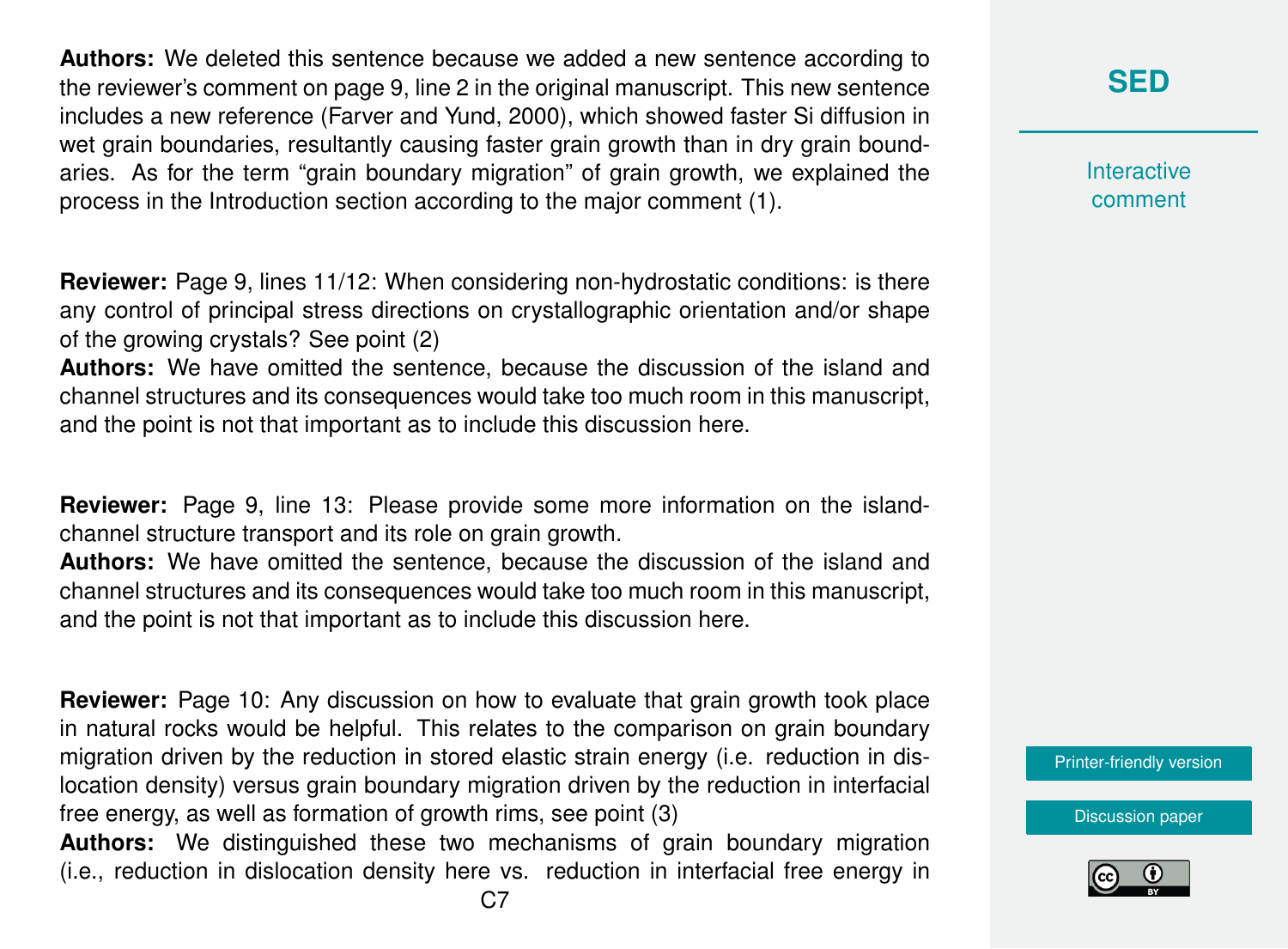**Authors:** We deleted this sentence because we added a new sentence according to the reviewer's comment on page 9, line 2 in the original manuscript. This new sentence includes a new reference (Farver and Yund, 2000), which showed faster Si diffusion in wet grain boundaries, resultantly causing faster grain growth than in dry grain boundaries. As for the term "grain boundary migration" of grain growth, we explained the process in the Introduction section according to the major comment (1).

**Reviewer:** Page 9, lines 11/12: When considering non-hydrostatic conditions: is there any control of principal stress directions on crystallographic orientation and/or shape of the growing crystals? See point (2)

**Authors:** We have omitted the sentence, because the discussion of the island and channel structures and its consequences would take too much room in this manuscript, and the point is not that important as to include this discussion here.

**Reviewer:** Page 9, line 13: Please provide some more information on the island-channel structure transport and its role on grain growth.

**Authors:** We have omitted the sentence, because the discussion of the island and channel structures and its consequences would take too much room in this manuscript, and the point is not that important as to include this discussion here.

**Reviewer:** Page 10: Any discussion on how to evaluate that grain growth took place in natural rocks would be helpful. This relates to the comparison on grain boundary migration driven by the reduction in stored elastic strain energy (i.e. reduction in dislocation density) versus grain boundary migration driven by the reduction in interfacial free energy, as well as formation of growth rims, see point (3)

**Authors:** We distinguished these two mechanisms of grain boundary migration (i.e., reduction in dislocation density here vs. reduction in interfacial free energy in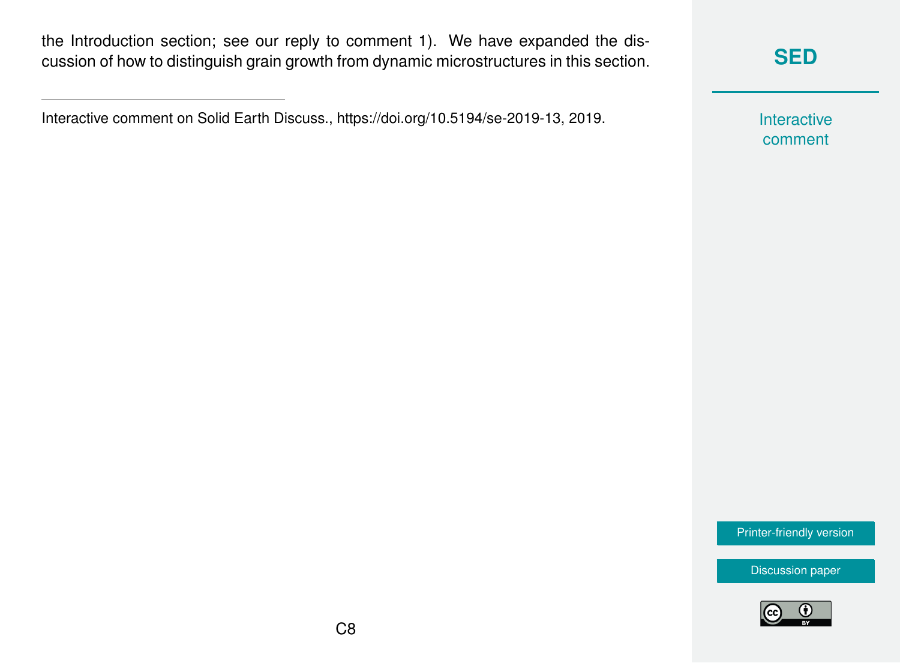the Introduction section; see our reply to comment 1). We have expanded the discussion of how to distinguish grain growth from dynamic microstructures in this section.

---

Interactive comment on Solid Earth Discuss., https://doi.org/10.5194/se-2019-13, 2019.